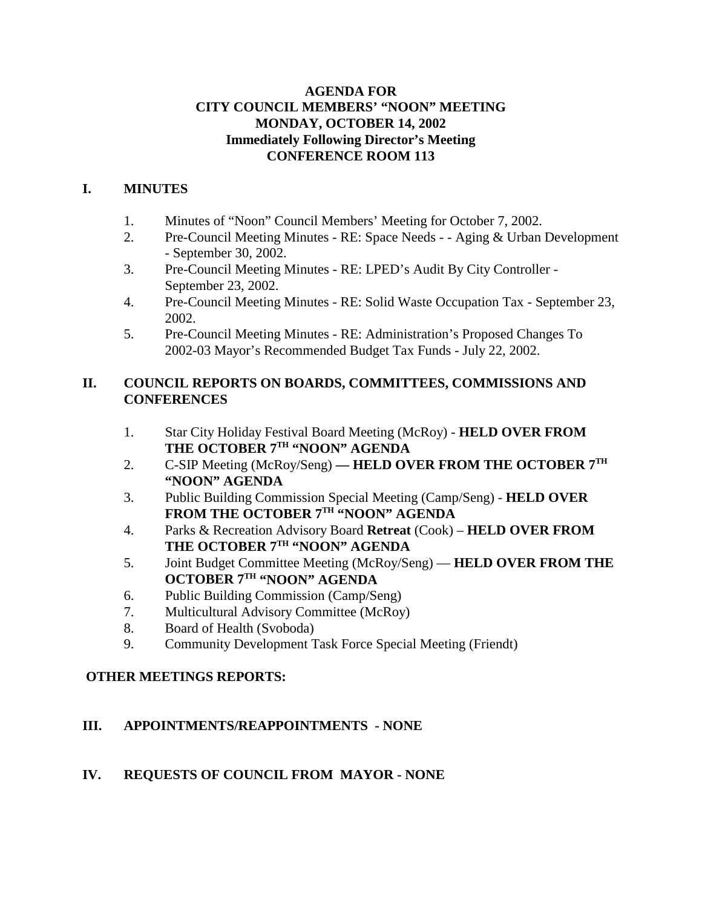# AGENDA FOR
# CITY COUNCIL MEMBERS' "NOON" MEETING
# MONDAY, OCTOBER 14, 2002
# Immediately Following Director's Meeting
# CONFERENCE ROOM 113

## I. MINUTES

1. Minutes of "Noon" Council Members' Meeting for October 7, 2002.
2. Pre-Council Meeting Minutes - RE: Space Needs - - Aging & Urban Development - September 30, 2002.
3. Pre-Council Meeting Minutes - RE: LPED's Audit By City Controller - September 23, 2002.
4. Pre-Council Meeting Minutes - RE: Solid Waste Occupation Tax - September 23, 2002.
5. Pre-Council Meeting Minutes - RE: Administration's Proposed Changes To 2002-03 Mayor's Recommended Budget Tax Funds - July 22, 2002.

## II. COUNCIL REPORTS ON BOARDS, COMMITTEES, COMMISSIONS AND CONFERENCES

1. Star City Holiday Festival Board Meeting (McRoy) - **HELD OVER FROM THE OCTOBER 7TH "NOON" AGENDA**
2. C-SIP Meeting (McRoy/Seng) **— HELD OVER FROM THE OCTOBER 7TH "NOON" AGENDA**
3. Public Building Commission Special Meeting (Camp/Seng) - **HELD OVER FROM THE OCTOBER 7TH "NOON" AGENDA**
4. Parks & Recreation Advisory Board **Retreat** (Cook) – **HELD OVER FROM THE OCTOBER 7TH "NOON" AGENDA**
5. Joint Budget Committee Meeting (McRoy/Seng) — **HELD OVER FROM THE OCTOBER 7TH "NOON" AGENDA**
6. Public Building Commission (Camp/Seng)
7. Multicultural Advisory Committee (McRoy)
8. Board of Health (Svoboda)
9. Community Development Task Force Special Meeting (Friendt)

**OTHER MEETINGS REPORTS:**

## III. APPOINTMENTS/REAPPOINTMENTS - NONE

## IV. REQUESTS OF COUNCIL FROM MAYOR - NONE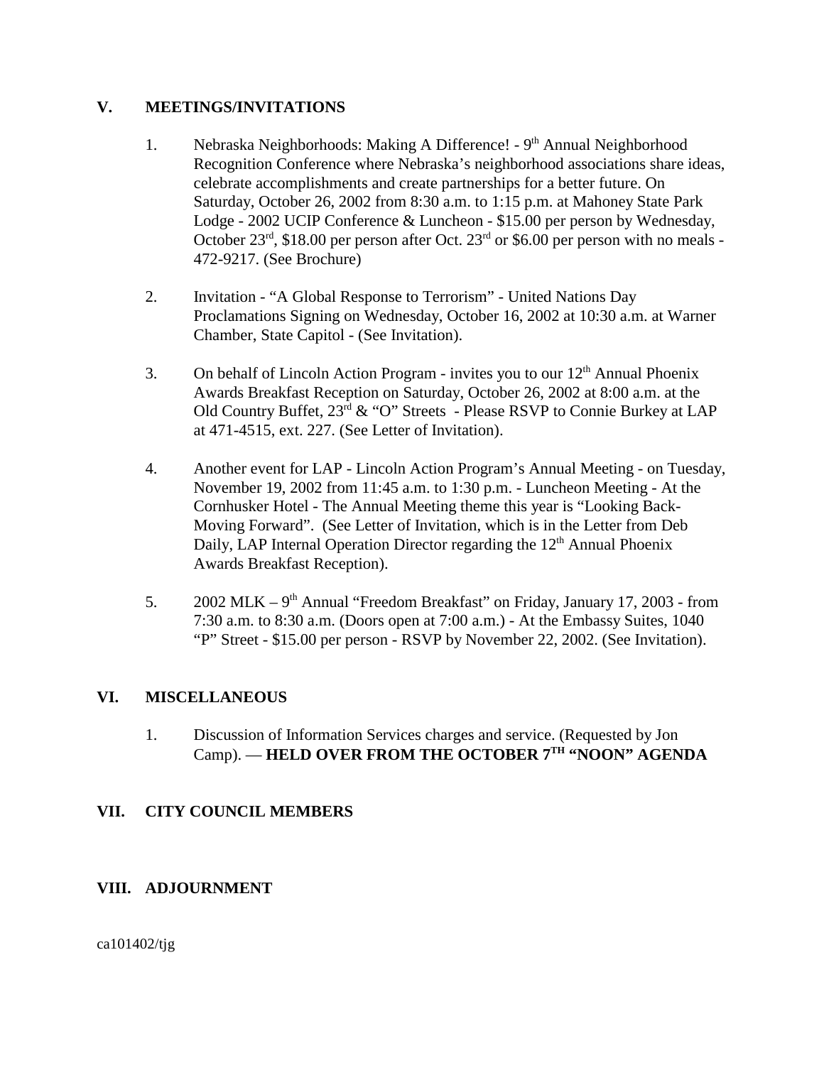## V. MEETINGS/INVITATIONS

1. Nebraska Neighborhoods: Making A Difference! - 9th Annual Neighborhood Recognition Conference where Nebraska's neighborhood associations share ideas, celebrate accomplishments and create partnerships for a better future. On Saturday, October 26, 2002 from 8:30 a.m. to 1:15 p.m. at Mahoney State Park Lodge - 2002 UCIP Conference & Luncheon - $15.00 per person by Wednesday, October 23rd, $18.00 per person after Oct. 23rd or $6.00 per person with no meals - 472-9217. (See Brochure)

2. Invitation - "A Global Response to Terrorism" - United Nations Day Proclamations Signing on Wednesday, October 16, 2002 at 10:30 a.m. at Warner Chamber, State Capitol - (See Invitation).

3. On behalf of Lincoln Action Program - invites you to our 12th Annual Phoenix Awards Breakfast Reception on Saturday, October 26, 2002 at 8:00 a.m. at the Old Country Buffet, 23rd & "O" Streets - Please RSVP to Connie Burkey at LAP at 471-4515, ext. 227. (See Letter of Invitation).

4. Another event for LAP - Lincoln Action Program's Annual Meeting - on Tuesday, November 19, 2002 from 11:45 a.m. to 1:30 p.m. - Luncheon Meeting - At the Cornhusker Hotel - The Annual Meeting theme this year is "Looking Back-Moving Forward". (See Letter of Invitation, which is in the Letter from Deb Daily, LAP Internal Operation Director regarding the 12th Annual Phoenix Awards Breakfast Reception).

5. 2002 MLK – 9th Annual "Freedom Breakfast" on Friday, January 17, 2003 - from 7:30 a.m. to 8:30 a.m. (Doors open at 7:00 a.m.) - At the Embassy Suites, 1040 "P" Street - $15.00 per person - RSVP by November 22, 2002. (See Invitation).

## VI. MISCELLANEOUS

1. Discussion of Information Services charges and service. (Requested by Jon Camp). — **HELD OVER FROM THE OCTOBER 7TH "NOON" AGENDA**

## VII. CITY COUNCIL MEMBERS

## VIII. ADJOURNMENT

ca101402/tjg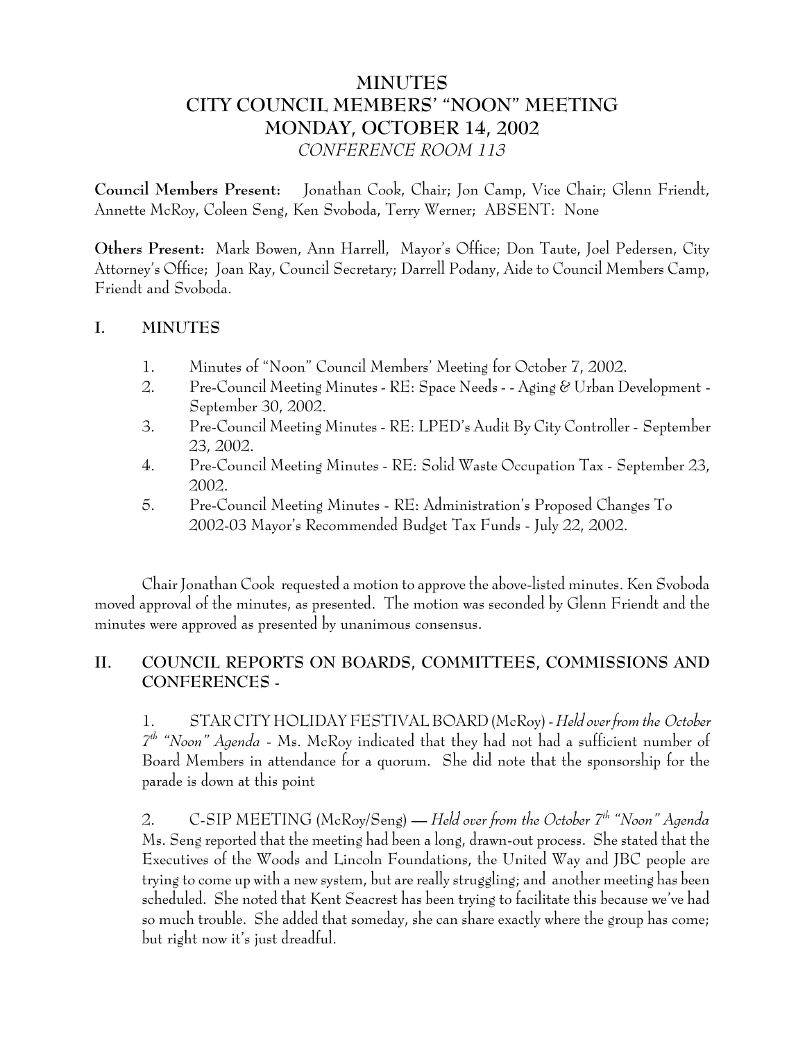# MINUTES
# CITY COUNCIL MEMBERS' "NOON" MEETING
# MONDAY, OCTOBER 14, 2002
*CONFERENCE ROOM 113*

**Council Members Present:** Jonathan Cook, Chair; Jon Camp, Vice Chair; Glenn Friendt, Annette McRoy, Coleen Seng, Ken Svoboda, Terry Werner; ABSENT: None

**Others Present:** Mark Bowen, Ann Harrell, Mayor's Office; Don Taute, Joel Pedersen, City Attorney's Office; Joan Ray, Council Secretary; Darrell Podany, Aide to Council Members Camp, Friendt and Svoboda.

## I. MINUTES

1. Minutes of "Noon" Council Members' Meeting for October 7, 2002.
2. Pre-Council Meeting Minutes - RE: Space Needs - - Aging & Urban Development - September 30, 2002.
3. Pre-Council Meeting Minutes - RE: LPED's Audit By City Controller - September 23, 2002.
4. Pre-Council Meeting Minutes - RE: Solid Waste Occupation Tax - September 23, 2002.
5. Pre-Council Meeting Minutes - RE: Administration's Proposed Changes To 2002-03 Mayor's Recommended Budget Tax Funds - July 22, 2002.

Chair Jonathan Cook requested a motion to approve the above-listed minutes. Ken Svoboda moved approval of the minutes, as presented. The motion was seconded by Glenn Friendt and the minutes were approved as presented by unanimous consensus.

## II. COUNCIL REPORTS ON BOARDS, COMMITTEES, COMMISSIONS AND CONFERENCES -

1. STAR CITY HOLIDAY FESTIVAL BOARD (McRoy) - *Held over from the October 7th "Noon" Agenda* - Ms. McRoy indicated that they had not had a sufficient number of Board Members in attendance for a quorum. She did note that the sponsorship for the parade is down at this point

2. C-SIP MEETING (McRoy/Seng) — *Held over from the October 7th "Noon" Agenda* Ms. Seng reported that the meeting had been a long, drawn-out process. She stated that the Executives of the Woods and Lincoln Foundations, the United Way and JBC people are trying to come up with a new system, but are really struggling; and another meeting has been scheduled. She noted that Kent Seacrest has been trying to facilitate this because we've had so much trouble. She added that someday, she can share exactly where the group has come; but right now it's just dreadful.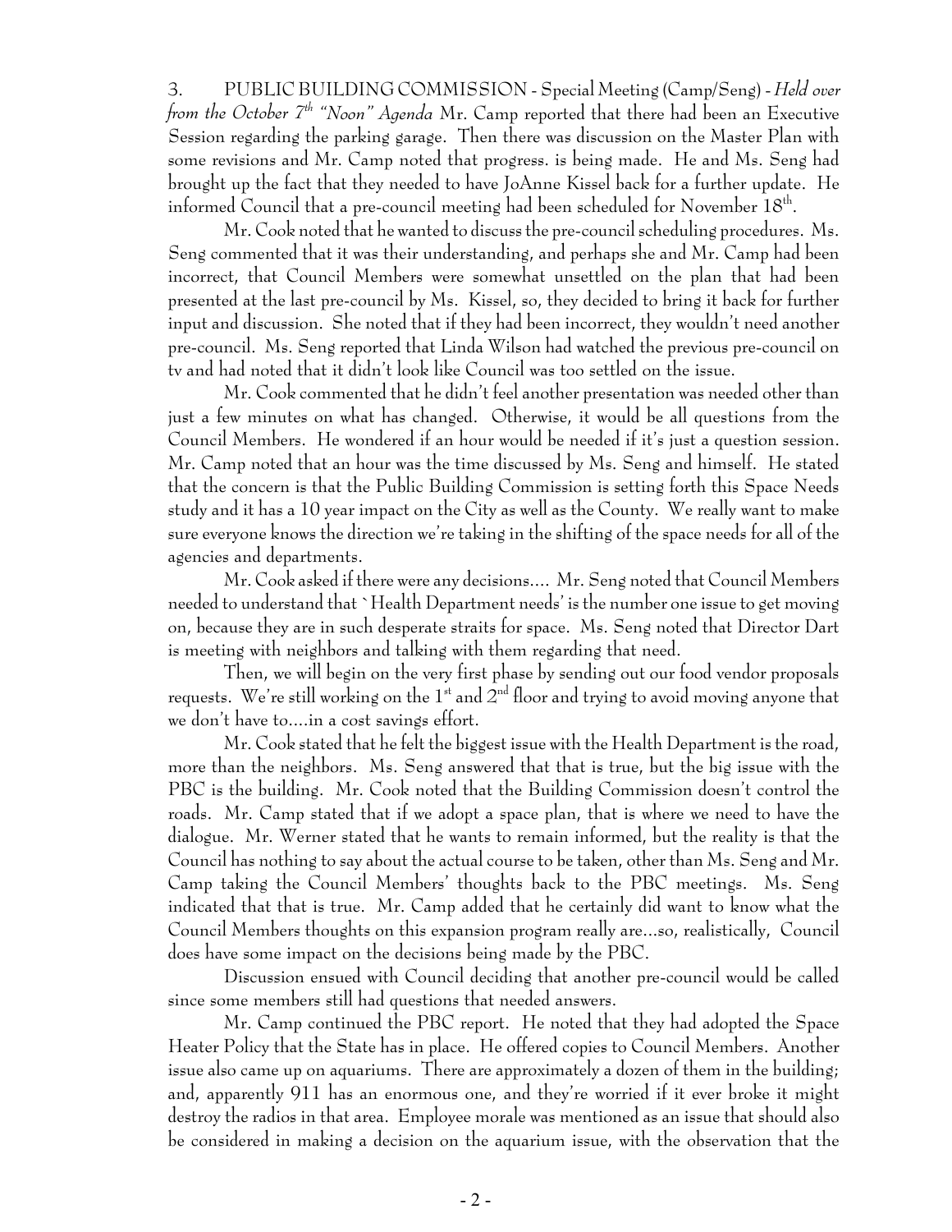3. PUBLIC BUILDING COMMISSION - Special Meeting (Camp/Seng) - *Held over from the October 7th "Noon" Agenda* Mr. Camp reported that there had been an Executive Session regarding the parking garage. Then there was discussion on the Master Plan with some revisions and Mr. Camp noted that progress. is being made. He and Ms. Seng had brought up the fact that they needed to have JoAnne Kissel back for a further update. He informed Council that a pre-council meeting had been scheduled for November 18th.

Mr. Cook noted that he wanted to discuss the pre-council scheduling procedures. Ms. Seng commented that it was their understanding, and perhaps she and Mr. Camp had been incorrect, that Council Members were somewhat unsettled on the plan that had been presented at the last pre-council by Ms. Kissel, so, they decided to bring it back for further input and discussion. She noted that if they had been incorrect, they wouldn't need another pre-council. Ms. Seng reported that Linda Wilson had watched the previous pre-council on tv and had noted that it didn't look like Council was too settled on the issue.

Mr. Cook commented that he didn't feel another presentation was needed other than just a few minutes on what has changed. Otherwise, it would be all questions from the Council Members. He wondered if an hour would be needed if it's just a question session. Mr. Camp noted that an hour was the time discussed by Ms. Seng and himself. He stated that the concern is that the Public Building Commission is setting forth this Space Needs study and it has a 10 year impact on the City as well as the County. We really want to make sure everyone knows the direction we're taking in the shifting of the space needs for all of the agencies and departments.

Mr. Cook asked if there were any decisions.... Mr. Seng noted that Council Members needed to understand that `Health Department needs' is the number one issue to get moving on, because they are in such desperate straits for space. Ms. Seng noted that Director Dart is meeting with neighbors and talking with them regarding that need.

Then, we will begin on the very first phase by sending out our food vendor proposals requests. We're still working on the 1st and 2nd floor and trying to avoid moving anyone that we don't have to....in a cost savings effort.

Mr. Cook stated that he felt the biggest issue with the Health Department is the road, more than the neighbors. Ms. Seng answered that that is true, but the big issue with the PBC is the building. Mr. Cook noted that the Building Commission doesn't control the roads. Mr. Camp stated that if we adopt a space plan, that is where we need to have the dialogue. Mr. Werner stated that he wants to remain informed, but the reality is that the Council has nothing to say about the actual course to be taken, other than Ms. Seng and Mr. Camp taking the Council Members' thoughts back to the PBC meetings. Ms. Seng indicated that that is true. Mr. Camp added that he certainly did want to know what the Council Members thoughts on this expansion program really are...so, realistically, Council does have some impact on the decisions being made by the PBC.

Discussion ensued with Council deciding that another pre-council would be called since some members still had questions that needed answers.

Mr. Camp continued the PBC report. He noted that they had adopted the Space Heater Policy that the State has in place. He offered copies to Council Members. Another issue also came up on aquariums. There are approximately a dozen of them in the building; and, apparently 911 has an enormous one, and they're worried if it ever broke it might destroy the radios in that area. Employee morale was mentioned as an issue that should also be considered in making a decision on the aquarium issue, with the observation that the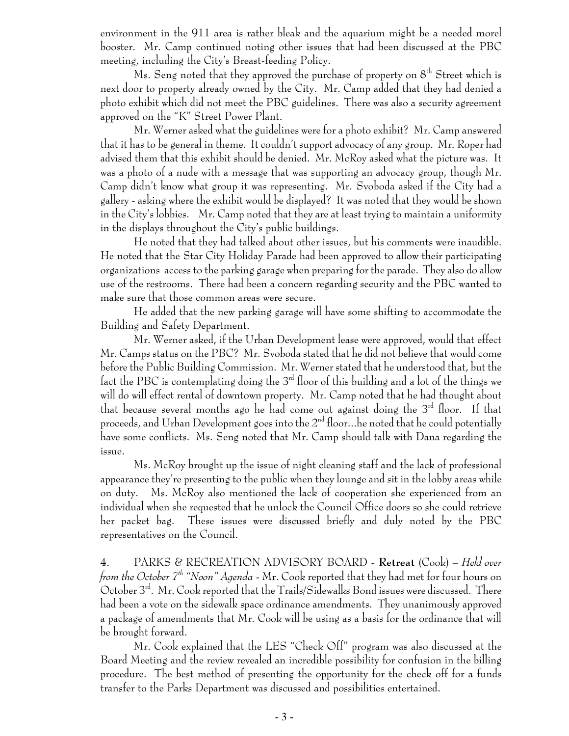environment in the 911 area is rather bleak and the aquarium might be a needed morel booster. Mr. Camp continued noting other issues that had been discussed at the PBC meeting, including the City's Breast-feeding Policy.

Ms. Seng noted that they approved the purchase of property on 8th Street which is next door to property already owned by the City. Mr. Camp added that they had denied a photo exhibit which did not meet the PBC guidelines. There was also a security agreement approved on the "K" Street Power Plant.

Mr. Werner asked what the guidelines were for a photo exhibit? Mr. Camp answered that it has to be general in theme. It couldn't support advocacy of any group. Mr. Roper had advised them that this exhibit should be denied. Mr. McRoy asked what the picture was. It was a photo of a nude with a message that was supporting an advocacy group, though Mr. Camp didn't know what group it was representing. Mr. Svoboda asked if the City had a gallery - asking where the exhibit would be displayed? It was noted that they would be shown in the City's lobbies. Mr. Camp noted that they are at least trying to maintain a uniformity in the displays throughout the City's public buildings.

He noted that they had talked about other issues, but his comments were inaudible. He noted that the Star City Holiday Parade had been approved to allow their participating organizations access to the parking garage when preparing for the parade. They also do allow use of the restrooms. There had been a concern regarding security and the PBC wanted to make sure that those common areas were secure.

He added that the new parking garage will have some shifting to accommodate the Building and Safety Department.

Mr. Werner asked, if the Urban Development lease were approved, would that effect Mr. Camps status on the PBC? Mr. Svoboda stated that he did not believe that would come before the Public Building Commission. Mr. Werner stated that he understood that, but the fact the PBC is contemplating doing the 3rd floor of this building and a lot of the things we will do will effect rental of downtown property. Mr. Camp noted that he had thought about that because several months ago he had come out against doing the 3rd floor. If that proceeds, and Urban Development goes into the 2nd floor...he noted that he could potentially have some conflicts. Ms. Seng noted that Mr. Camp should talk with Dana regarding the issue.

Ms. McRoy brought up the issue of night cleaning staff and the lack of professional appearance they're presenting to the public when they lounge and sit in the lobby areas while on duty. Ms. McRoy also mentioned the lack of cooperation she experienced from an individual when she requested that he unlock the Council Office doors so she could retrieve her packet bag. These issues were discussed briefly and duly noted by the PBC representatives on the Council.

4. PARKS & RECREATION ADVISORY BOARD - **Retreat** (Cook) – *Held over from the October 7th "Noon" Agenda* - Mr. Cook reported that they had met for four hours on October 3rd. Mr. Cook reported that the Trails/Sidewalks Bond issues were discussed. There had been a vote on the sidewalk space ordinance amendments. They unanimously approved a package of amendments that Mr. Cook will be using as a basis for the ordinance that will be brought forward.

Mr. Cook explained that the LES "Check Off" program was also discussed at the Board Meeting and the review revealed an incredible possibility for confusion in the billing procedure. The best method of presenting the opportunity for the check off for a funds transfer to the Parks Department was discussed and possibilities entertained.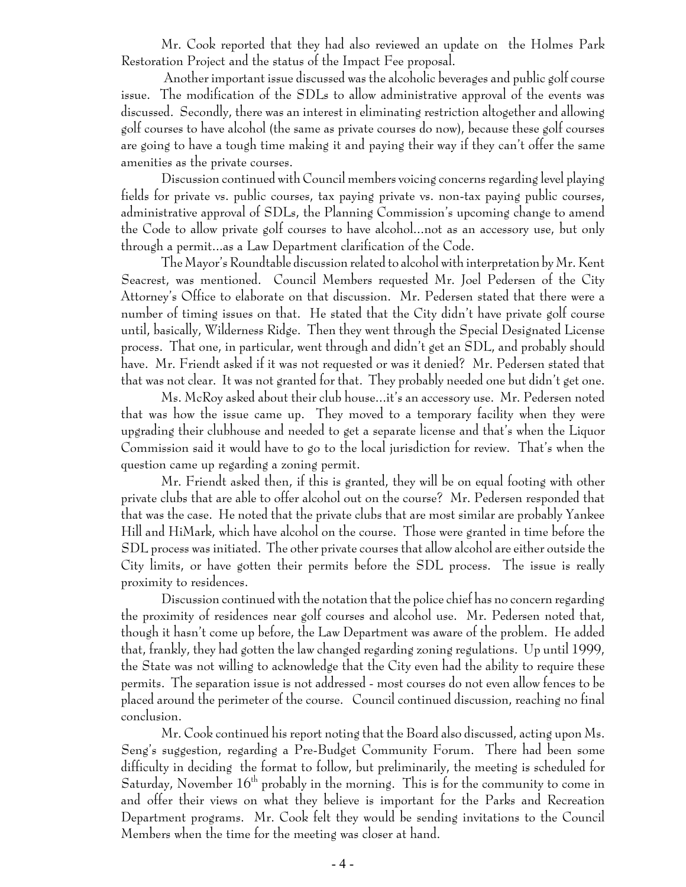Mr. Cook reported that they had also reviewed an update on the Holmes Park Restoration Project and the status of the Impact Fee proposal.

Another important issue discussed was the alcoholic beverages and public golf course issue. The modification of the SDLs to allow administrative approval of the events was discussed. Secondly, there was an interest in eliminating restriction altogether and allowing golf courses to have alcohol (the same as private courses do now), because these golf courses are going to have a tough time making it and paying their way if they can't offer the same amenities as the private courses.

Discussion continued with Council members voicing concerns regarding level playing fields for private vs. public courses, tax paying private vs. non-tax paying public courses, administrative approval of SDLs, the Planning Commission's upcoming change to amend the Code to allow private golf courses to have alcohol...not as an accessory use, but only through a permit...as a Law Department clarification of the Code.

The Mayor's Roundtable discussion related to alcohol with interpretation by Mr. Kent Seacrest, was mentioned. Council Members requested Mr. Joel Pedersen of the City Attorney's Office to elaborate on that discussion. Mr. Pedersen stated that there were a number of timing issues on that. He stated that the City didn't have private golf course until, basically, Wilderness Ridge. Then they went through the Special Designated License process. That one, in particular, went through and didn't get an SDL, and probably should have. Mr. Friendt asked if it was not requested or was it denied? Mr. Pedersen stated that that was not clear. It was not granted for that. They probably needed one but didn't get one.

Ms. McRoy asked about their club house...it's an accessory use. Mr. Pedersen noted that was how the issue came up. They moved to a temporary facility when they were upgrading their clubhouse and needed to get a separate license and that's when the Liquor Commission said it would have to go to the local jurisdiction for review. That's when the question came up regarding a zoning permit.

Mr. Friendt asked then, if this is granted, they will be on equal footing with other private clubs that are able to offer alcohol out on the course? Mr. Pedersen responded that that was the case. He noted that the private clubs that are most similar are probably Yankee Hill and HiMark, which have alcohol on the course. Those were granted in time before the SDL process was initiated. The other private courses that allow alcohol are either outside the City limits, or have gotten their permits before the SDL process. The issue is really proximity to residences.

Discussion continued with the notation that the police chief has no concern regarding the proximity of residences near golf courses and alcohol use. Mr. Pedersen noted that, though it hasn't come up before, the Law Department was aware of the problem. He added that, frankly, they had gotten the law changed regarding zoning regulations. Up until 1999, the State was not willing to acknowledge that the City even had the ability to require these permits. The separation issue is not addressed - most courses do not even allow fences to be placed around the perimeter of the course. Council continued discussion, reaching no final conclusion.

Mr. Cook continued his report noting that the Board also discussed, acting upon Ms. Seng's suggestion, regarding a Pre-Budget Community Forum. There had been some difficulty in deciding the format to follow, but preliminarily, the meeting is scheduled for Saturday, November 16th probably in the morning. This is for the community to come in and offer their views on what they believe is important for the Parks and Recreation Department programs. Mr. Cook felt they would be sending invitations to the Council Members when the time for the meeting was closer at hand.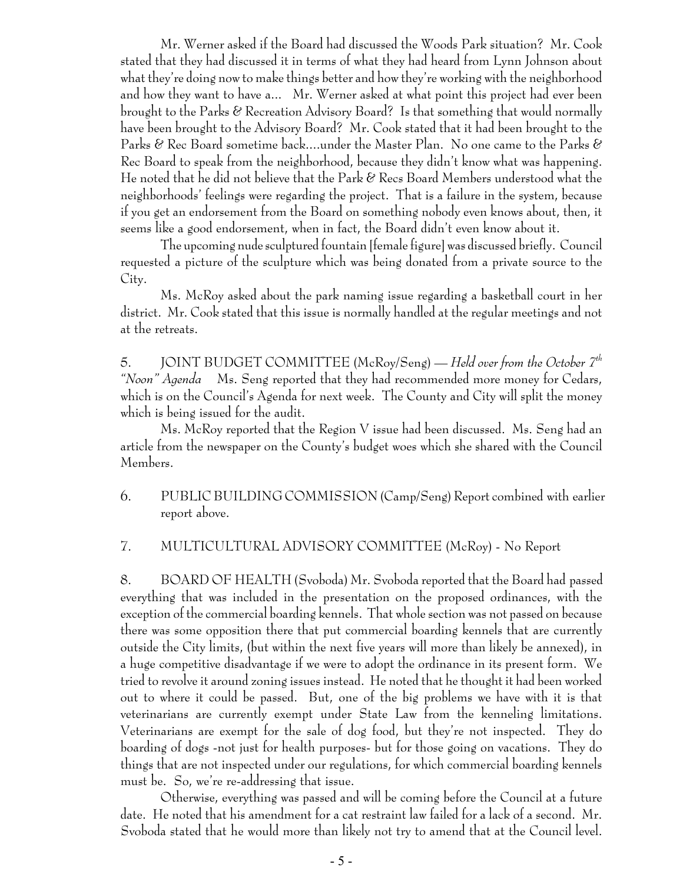Mr. Werner asked if the Board had discussed the Woods Park situation? Mr. Cook stated that they had discussed it in terms of what they had heard from Lynn Johnson about what they're doing now to make things better and how they're working with the neighborhood and how they want to have a... Mr. Werner asked at what point this project had ever been brought to the Parks & Recreation Advisory Board? Is that something that would normally have been brought to the Advisory Board? Mr. Cook stated that it had been brought to the Parks & Rec Board sometime back....under the Master Plan. No one came to the Parks & Rec Board to speak from the neighborhood, because they didn't know what was happening. He noted that he did not believe that the Park & Recs Board Members understood what the neighborhoods' feelings were regarding the project. That is a failure in the system, because if you get an endorsement from the Board on something nobody even knows about, then, it seems like a good endorsement, when in fact, the Board didn't even know about it.

The upcoming nude sculptured fountain [female figure] was discussed briefly. Council requested a picture of the sculpture which was being donated from a private source to the City.

Ms. McRoy asked about the park naming issue regarding a basketball court in her district. Mr. Cook stated that this issue is normally handled at the regular meetings and not at the retreats.

5. JOINT BUDGET COMMITTEE (McRoy/Seng) — *Held over from the October 7th "Noon" Agenda* Ms. Seng reported that they had recommended more money for Cedars, which is on the Council's Agenda for next week. The County and City will split the money which is being issued for the audit.

Ms. McRoy reported that the Region V issue had been discussed. Ms. Seng had an article from the newspaper on the County's budget woes which she shared with the Council Members.

6. PUBLIC BUILDING COMMISSION (Camp/Seng) Report combined with earlier report above.

7. MULTICULTURAL ADVISORY COMMITTEE (McRoy) - No Report

8. BOARD OF HEALTH (Svoboda) Mr. Svoboda reported that the Board had passed everything that was included in the presentation on the proposed ordinances, with the exception of the commercial boarding kennels. That whole section was not passed on because there was some opposition there that put commercial boarding kennels that are currently outside the City limits, (but within the next five years will more than likely be annexed), in a huge competitive disadvantage if we were to adopt the ordinance in its present form. We tried to revolve it around zoning issues instead. He noted that he thought it had been worked out to where it could be passed. But, one of the big problems we have with it is that veterinarians are currently exempt under State Law from the kenneling limitations. Veterinarians are exempt for the sale of dog food, but they're not inspected. They do boarding of dogs -not just for health purposes- but for those going on vacations. They do things that are not inspected under our regulations, for which commercial boarding kennels must be. So, we're re-addressing that issue.

Otherwise, everything was passed and will be coming before the Council at a future date. He noted that his amendment for a cat restraint law failed for a lack of a second. Mr. Svoboda stated that he would more than likely not try to amend that at the Council level.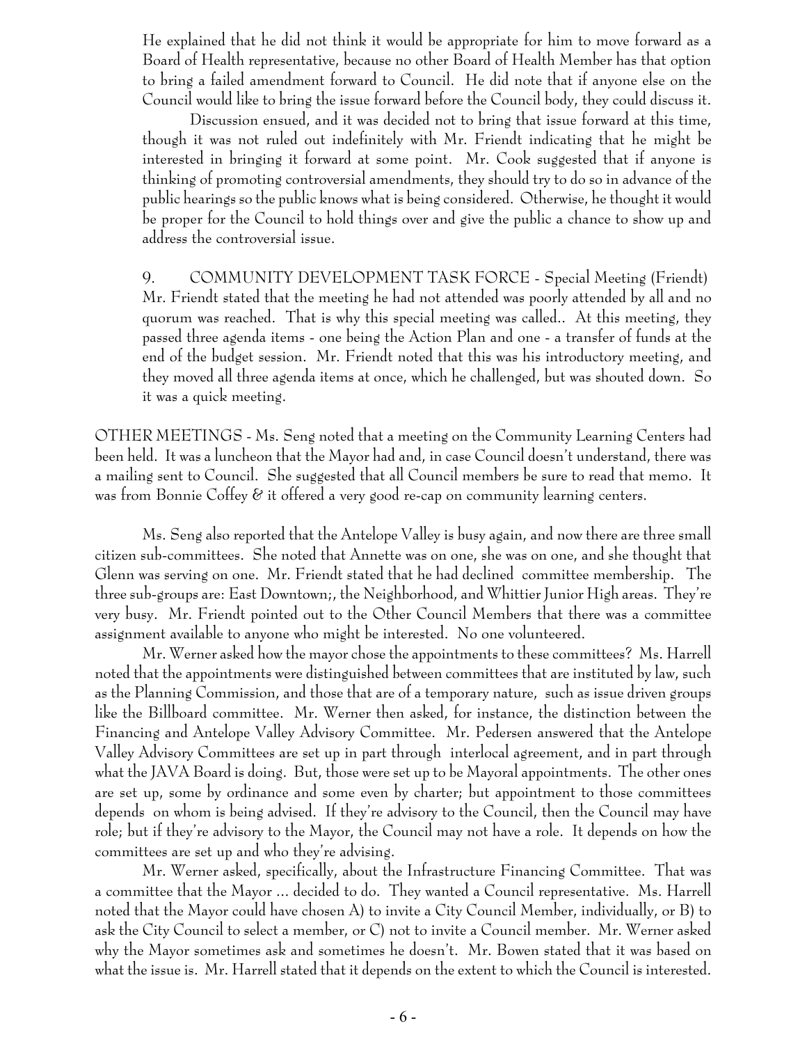He explained that he did not think it would be appropriate for him to move forward as a Board of Health representative, because no other Board of Health Member has that option to bring a failed amendment forward to Council. He did note that if anyone else on the Council would like to bring the issue forward before the Council body, they could discuss it.

Discussion ensued, and it was decided not to bring that issue forward at this time, though it was not ruled out indefinitely with Mr. Friendt indicating that he might be interested in bringing it forward at some point. Mr. Cook suggested that if anyone is thinking of promoting controversial amendments, they should try to do so in advance of the public hearings so the public knows what is being considered. Otherwise, he thought it would be proper for the Council to hold things over and give the public a chance to show up and address the controversial issue.

9. COMMUNITY DEVELOPMENT TASK FORCE - Special Meeting (Friendt) Mr. Friendt stated that the meeting he had not attended was poorly attended by all and no quorum was reached. That is why this special meeting was called.. At this meeting, they passed three agenda items - one being the Action Plan and one - a transfer of funds at the end of the budget session. Mr. Friendt noted that this was his introductory meeting, and they moved all three agenda items at once, which he challenged, but was shouted down. So it was a quick meeting.

OTHER MEETINGS - Ms. Seng noted that a meeting on the Community Learning Centers had been held. It was a luncheon that the Mayor had and, in case Council doesn't understand, there was a mailing sent to Council. She suggested that all Council members be sure to read that memo. It was from Bonnie Coffey & it offered a very good re-cap on community learning centers.

Ms. Seng also reported that the Antelope Valley is busy again, and now there are three small citizen sub-committees. She noted that Annette was on one, she was on one, and she thought that Glenn was serving on one. Mr. Friendt stated that he had declined committee membership. The three sub-groups are: East Downtown;, the Neighborhood, and Whittier Junior High areas. They're very busy. Mr. Friendt pointed out to the Other Council Members that there was a committee assignment available to anyone who might be interested. No one volunteered.

Mr. Werner asked how the mayor chose the appointments to these committees? Ms. Harrell noted that the appointments were distinguished between committees that are instituted by law, such as the Planning Commission, and those that are of a temporary nature, such as issue driven groups like the Billboard committee. Mr. Werner then asked, for instance, the distinction between the Financing and Antelope Valley Advisory Committee. Mr. Pedersen answered that the Antelope Valley Advisory Committees are set up in part through interlocal agreement, and in part through what the JAVA Board is doing. But, those were set up to be Mayoral appointments. The other ones are set up, some by ordinance and some even by charter; but appointment to those committees depends on whom is being advised. If they're advisory to the Council, then the Council may have role; but if they're advisory to the Mayor, the Council may not have a role. It depends on how the committees are set up and who they're advising.

Mr. Werner asked, specifically, about the Infrastructure Financing Committee. That was a committee that the Mayor ... decided to do. They wanted a Council representative. Ms. Harrell noted that the Mayor could have chosen A) to invite a City Council Member, individually, or B) to ask the City Council to select a member, or C) not to invite a Council member. Mr. Werner asked why the Mayor sometimes ask and sometimes he doesn't. Mr. Bowen stated that it was based on what the issue is. Mr. Harrell stated that it depends on the extent to which the Council is interested.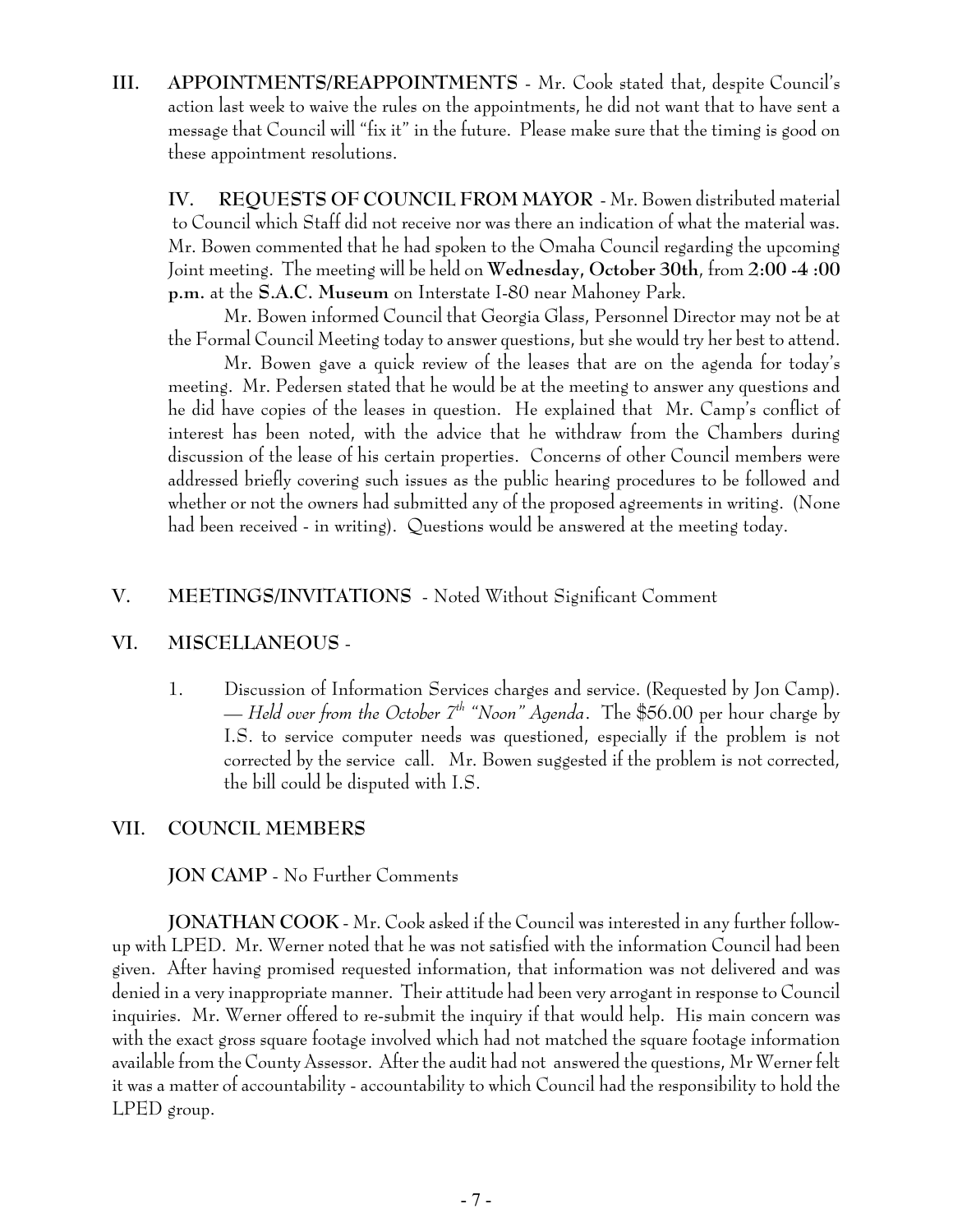**III. APPOINTMENTS/REAPPOINTMENTS** - Mr. Cook stated that, despite Council's action last week to waive the rules on the appointments, he did not want that to have sent a message that Council will "fix it" in the future. Please make sure that the timing is good on these appointment resolutions.

**IV. REQUESTS OF COUNCIL FROM MAYOR** - Mr. Bowen distributed material to Council which Staff did not receive nor was there an indication of what the material was. Mr. Bowen commented that he had spoken to the Omaha Council regarding the upcoming Joint meeting. The meeting will be held on **Wednesday, October 30th**, from **2:00 -4 :00 p.m.** at the **S.A.C. Museum** on Interstate I-80 near Mahoney Park.

Mr. Bowen informed Council that Georgia Glass, Personnel Director may not be at the Formal Council Meeting today to answer questions, but she would try her best to attend.

Mr. Bowen gave a quick review of the leases that are on the agenda for today's meeting. Mr. Pedersen stated that he would be at the meeting to answer any questions and he did have copies of the leases in question. He explained that Mr. Camp's conflict of interest has been noted, with the advice that he withdraw from the Chambers during discussion of the lease of his certain properties. Concerns of other Council members were addressed briefly covering such issues as the public hearing procedures to be followed and whether or not the owners had submitted any of the proposed agreements in writing. (None had been received - in writing). Questions would be answered at the meeting today.

**V. MEETINGS/INVITATIONS** - Noted Without Significant Comment

**VI. MISCELLANEOUS** -

1. Discussion of Information Services charges and service. (Requested by Jon Camp). — *Held over from the October 7th "Noon" Agenda*. The $56.00 per hour charge by I.S. to service computer needs was questioned, especially if the problem is not corrected by the service call. Mr. Bowen suggested if the problem is not corrected, the bill could be disputed with I.S.

**VII. COUNCIL MEMBERS**

**JON CAMP** - No Further Comments

**JONATHAN COOK** - Mr. Cook asked if the Council was interested in any further follow-up with LPED. Mr. Werner noted that he was not satisfied with the information Council had been given. After having promised requested information, that information was not delivered and was denied in a very inappropriate manner. Their attitude had been very arrogant in response to Council inquiries. Mr. Werner offered to re-submit the inquiry if that would help. His main concern was with the exact gross square footage involved which had not matched the square footage information available from the County Assessor. After the audit had not answered the questions, Mr Werner felt it was a matter of accountability - accountability to which Council had the responsibility to hold the LPED group.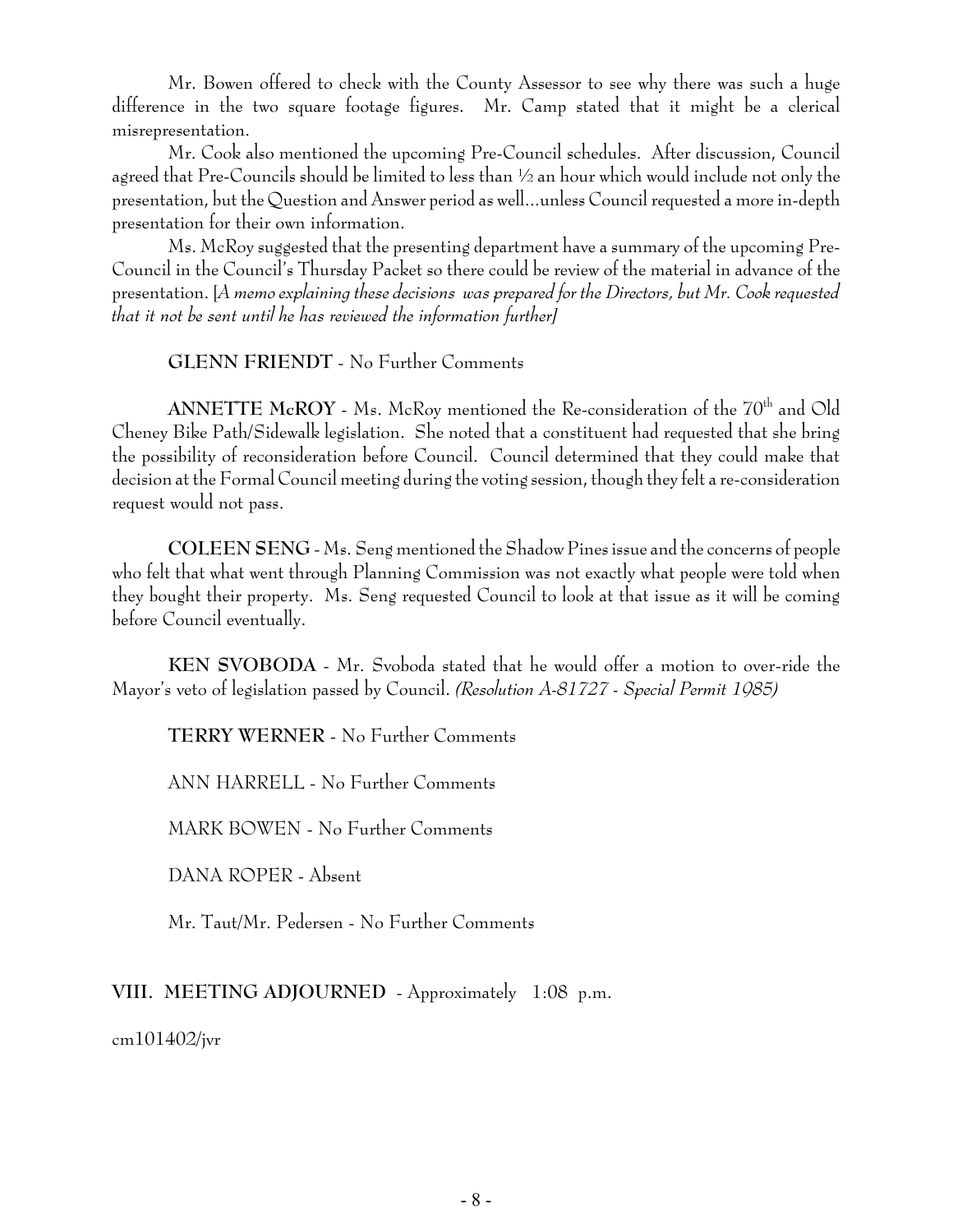Mr. Bowen offered to check with the County Assessor to see why there was such a huge difference in the two square footage figures. Mr. Camp stated that it might be a clerical misrepresentation.

Mr. Cook also mentioned the upcoming Pre-Council schedules. After discussion, Council agreed that Pre-Councils should be limited to less than ½ an hour which would include not only the presentation, but the Question and Answer period as well...unless Council requested a more in-depth presentation for their own information.

Ms. McRoy suggested that the presenting department have a summary of the upcoming Pre-Council in the Council's Thursday Packet so there could be review of the material in advance of the presentation. [*A memo explaining these decisions was prepared for the Directors, but Mr. Cook requested that it not be sent until he has reviewed the information further]*

**GLENN FRIENDT** - No Further Comments

**ANNETTE McROY** - Ms. McRoy mentioned the Re-consideration of the 70th and Old Cheney Bike Path/Sidewalk legislation. She noted that a constituent had requested that she bring the possibility of reconsideration before Council. Council determined that they could make that decision at the Formal Council meeting during the voting session, though they felt a re-consideration request would not pass.

**COLEEN SENG** - Ms. Seng mentioned the Shadow Pines issue and the concerns of people who felt that what went through Planning Commission was not exactly what people were told when they bought their property. Ms. Seng requested Council to look at that issue as it will be coming before Council eventually.

**KEN SVOBODA** - Mr. Svoboda stated that he would offer a motion to over-ride the Mayor's veto of legislation passed by Council. *(Resolution A-81727 - Special Permit 1985)*

**TERRY WERNER** - No Further Comments

ANN HARRELL - No Further Comments

MARK BOWEN - No Further Comments

DANA ROPER - Absent

Mr. Taut/Mr. Pedersen - No Further Comments

## VIII. MEETING ADJOURNED - Approximately 1:08 p.m.

cm101402/jvr